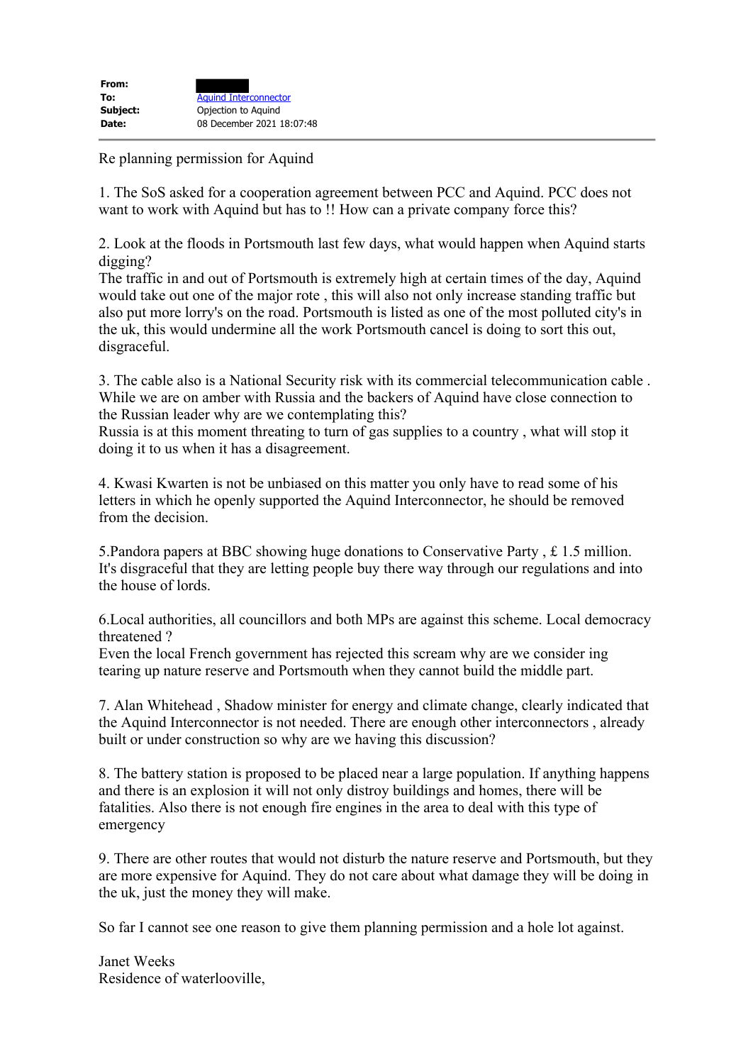| | |
|---|---|
| **From:** | |
| **To:** | Aquind Interconnector |
| **Subject:** | Opjection to Aquind |
| **Date:** | 08 December 2021 18:07:48 |

Re planning permission for Aquind

1. The SoS asked for a cooperation agreement between PCC and Aquind. PCC does not want to work with Aquind but has to !! How can a private company force this?

2. Look at the floods in Portsmouth last few days, what would happen when Aquind starts digging?
The traffic in and out of Portsmouth is extremely high at certain times of the day, Aquind would take out one of the major rote , this will also not only increase standing traffic but also put more lorry's on the road. Portsmouth is listed as one of the most polluted city's in the uk, this would undermine all the work Portsmouth cancel is doing to sort this out, disgraceful.

3. The cable also is a National Security risk with its commercial telecommunication cable . While we are on amber with Russia and the backers of Aquind have close connection to the Russian leader why are we contemplating this?
Russia is at this moment threating to turn of gas supplies to a country , what will stop it doing it to us when it has a disagreement.

4. Kwasi Kwarten is not be unbiased on this matter you only have to read some of his letters in which he openly supported the Aquind Interconnector, he should be removed from the decision.

5.Pandora papers at BBC showing huge donations to Conservative Party , £ 1.5 million. It's disgraceful that they are letting people buy there way through our regulations and into the house of lords.

6.Local authorities, all councillors and both MPs are against this scheme. Local democracy threatened ?
Even the local French government has rejected this scream why are we consider ing tearing up nature reserve and Portsmouth when they cannot build the middle part.

7. Alan Whitehead , Shadow minister for energy and climate change, clearly indicated that the Aquind Interconnector is not needed. There are enough other interconnectors , already built or under construction so why are we having this discussion?

8. The battery station is proposed to be placed near a large population. If anything happens and there is an explosion it will not only distroy buildings and homes, there will be fatalities. Also there is not enough fire engines in the area to deal with this type of emergency

9. There are other routes that would not disturb the nature reserve and Portsmouth, but they are more expensive for Aquind. They do not care about what damage they will be doing in the uk, just the money they will make.

So far I cannot see one reason to give them planning permission and a hole lot against.

Janet Weeks
Residence of waterlooville,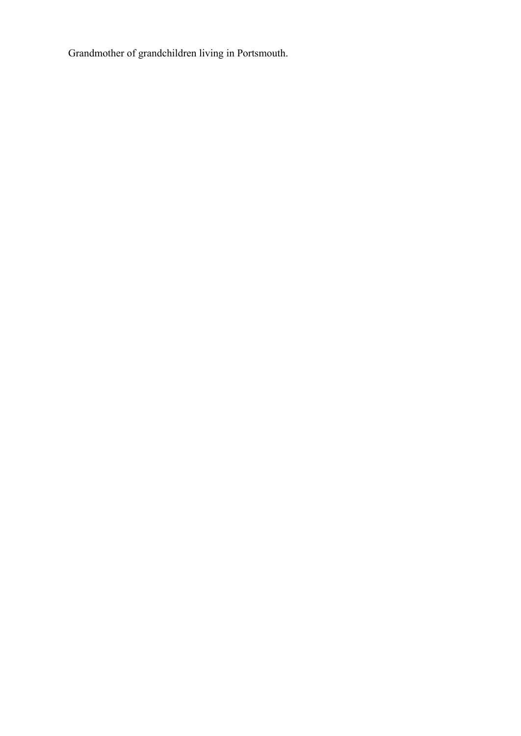Grandmother of grandchildren living in Portsmouth.